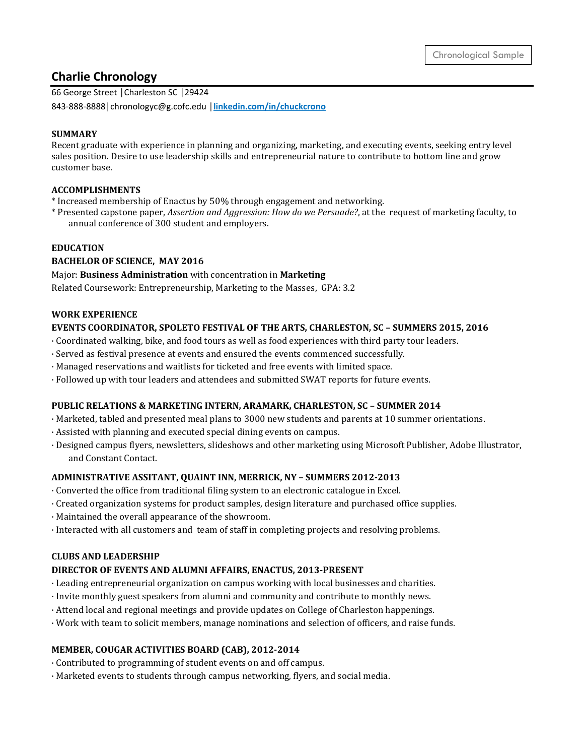Chronological Sample

# Charlie Chronology

66 George Street | Charleston SC | 29424
843-888-8888 | chronologyc@g.cofc.edu | **[linkedin.com/in/chuckcrono](linkedin.com/in/chuckcrono)**

## SUMMARY

Recent graduate with experience in planning and organizing, marketing, and executing events, seeking entry level sales position. Desire to use leadership skills and entrepreneurial nature to contribute to bottom line and grow customer base.

## ACCOMPLISHMENTS

* Increased membership of Enactus by 50% through engagement and networking.
* Presented capstone paper, *Assertion and Aggression: How do we Persuade?*, at the request of marketing faculty, to annual conference of 300 student and employers.

## EDUCATION

**BACHELOR OF SCIENCE, MAY 2016**

Major: **Business Administration** with concentration in **Marketing**
Related Coursework: Entrepreneurship, Marketing to the Masses, GPA: 3.2

## WORK EXPERIENCE

**EVENTS COORDINATOR, SPOLETO FESTIVAL OF THE ARTS, CHARLESTON, SC – SUMMERS 2015, 2016**

- Coordinated walking, bike, and food tours as well as food experiences with third party tour leaders.
- Served as festival presence at events and ensured the events commenced successfully.
- Managed reservations and waitlists for ticketed and free events with limited space.
- Followed up with tour leaders and attendees and submitted SWAT reports for future events.

**PUBLIC RELATIONS & MARKETING INTERN, ARAMARK, CHARLESTON, SC – SUMMER 2014**

- Marketed, tabled and presented meal plans to 3000 new students and parents at 10 summer orientations.
- Assisted with planning and executed special dining events on campus.
- Designed campus flyers, newsletters, slideshows and other marketing using Microsoft Publisher, Adobe Illustrator, and Constant Contact.

**ADMINISTRATIVE ASSITANT, QUAINT INN, MERRICK, NY – SUMMERS 2012-2013**

- Converted the office from traditional filing system to an electronic catalogue in Excel.
- Created organization systems for product samples, design literature and purchased office supplies.
- Maintained the overall appearance of the showroom.
- Interacted with all customers and team of staff in completing projects and resolving problems.

## CLUBS AND LEADERSHIP

**DIRECTOR OF EVENTS AND ALUMNI AFFAIRS, ENACTUS, 2013-PRESENT**

- Leading entrepreneurial organization on campus working with local businesses and charities.
- Invite monthly guest speakers from alumni and community and contribute to monthly news.
- Attend local and regional meetings and provide updates on College of Charleston happenings.
- Work with team to solicit members, manage nominations and selection of officers, and raise funds.

**MEMBER, COUGAR ACTIVITIES BOARD (CAB), 2012-2014**

- Contributed to programming of student events on and off campus.
- Marketed events to students through campus networking, flyers, and social media.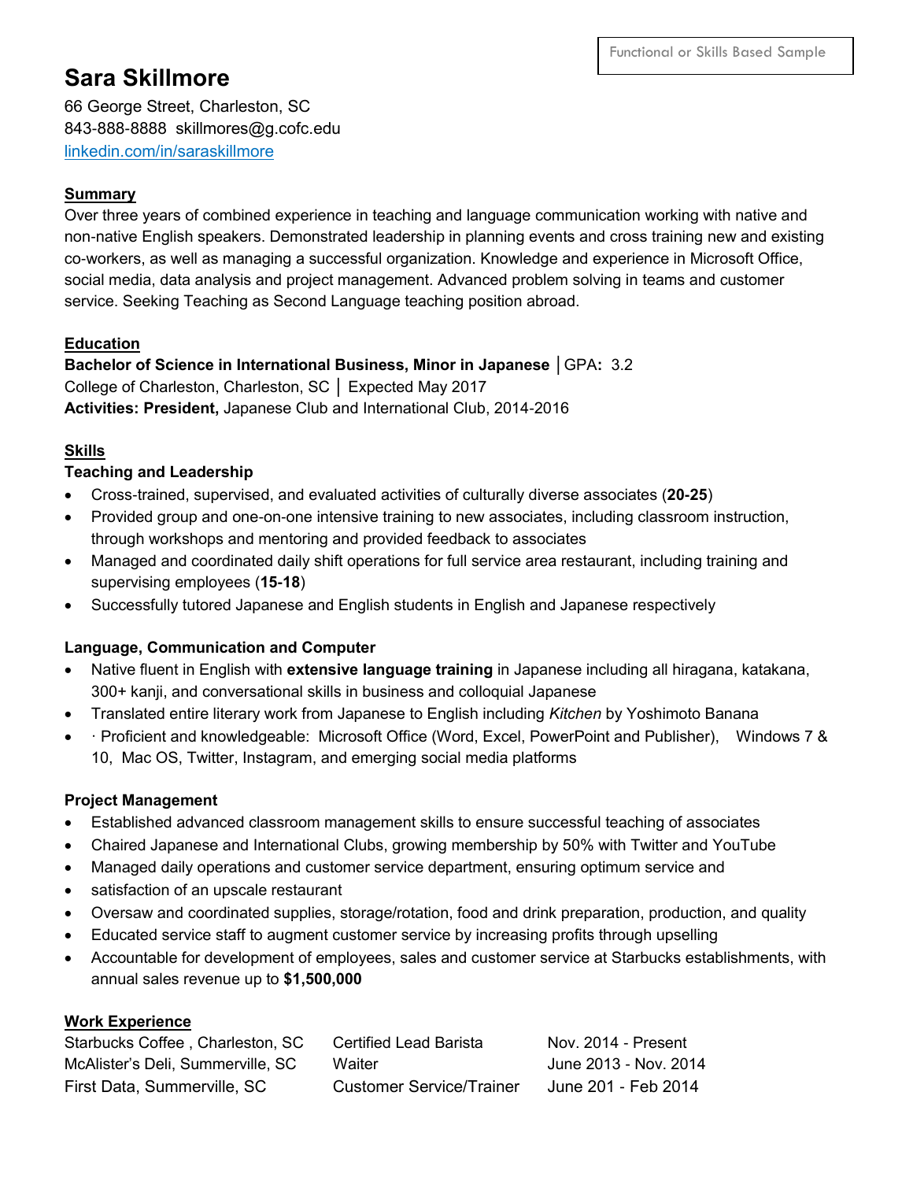Functional or Skills Based Sample

# Sara Skillmore

66 George Street, Charleston, SC
843-888-8888 skillmores@g.cofc.edu
[linkedin.com/in/saraskillmore](linkedin.com/in/saraskillmore)

## Summary

Over three years of combined experience in teaching and language communication working with native and non-native English speakers. Demonstrated leadership in planning events and cross training new and existing co-workers, as well as managing a successful organization. Knowledge and experience in Microsoft Office, social media, data analysis and project management. Advanced problem solving in teams and customer service. Seeking Teaching as Second Language teaching position abroad.

## Education

**Bachelor of Science in International Business, Minor in Japanese** │GPA**:** 3.2
College of Charleston, Charleston, SC │ Expected May 2017
**Activities: President,** Japanese Club and International Club, 2014-2016

## Skills

### Teaching and Leadership

- Cross-trained, supervised, and evaluated activities of culturally diverse associates (**20-25**)
- Provided group and one-on-one intensive training to new associates, including classroom instruction, through workshops and mentoring and provided feedback to associates
- Managed and coordinated daily shift operations for full service area restaurant, including training and supervising employees (**15-18**)
- Successfully tutored Japanese and English students in English and Japanese respectively

### Language, Communication and Computer

- Native fluent in English with **extensive language training** in Japanese including all hiragana, katakana, 300+ kanji, and conversational skills in business and colloquial Japanese
- Translated entire literary work from Japanese to English including *Kitchen* by Yoshimoto Banana
- · Proficient and knowledgeable: Microsoft Office (Word, Excel, PowerPoint and Publisher), Windows 7 & 10, Mac OS, Twitter, Instagram, and emerging social media platforms

### Project Management

- Established advanced classroom management skills to ensure successful teaching of associates
- Chaired Japanese and International Clubs, growing membership by 50% with Twitter and YouTube
- Managed daily operations and customer service department, ensuring optimum service and
- satisfaction of an upscale restaurant
- Oversaw and coordinated supplies, storage/rotation, food and drink preparation, production, and quality
- Educated service staff to augment customer service by increasing profits through upselling
- Accountable for development of employees, sales and customer service at Starbucks establishments, with annual sales revenue up to **$1,500,000**

## Work Experience

| | | |
|---|---|---|
| Starbucks Coffee , Charleston, SC | Certified Lead Barista | Nov. 2014 - Present |
| McAlister's Deli, Summerville, SC | Waiter | June 2013 - Nov. 2014 |
| First Data, Summerville, SC | Customer Service/Trainer | June 201 - Feb 2014 |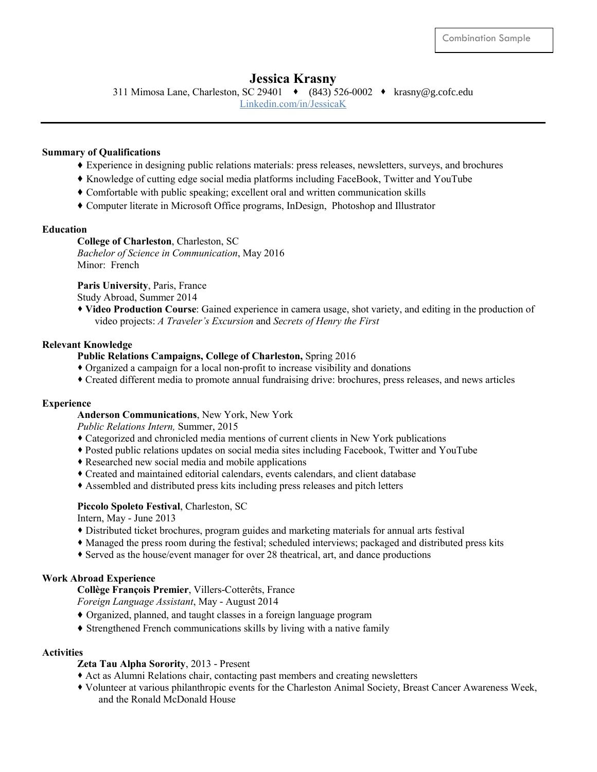Combination Sample

# Jessica Krasny

311 Mimosa Lane, Charleston, SC 29401 ♦ (843) 526-0002 ♦ krasny@g.cofc.edu
Linkedin.com/in/JessicaK

---

## Summary of Qualifications

- Experience in designing public relations materials: press releases, newsletters, surveys, and brochures
- Knowledge of cutting edge social media platforms including FaceBook, Twitter and YouTube
- Comfortable with public speaking; excellent oral and written communication skills
- Computer literate in Microsoft Office programs, InDesign, Photoshop and Illustrator

## Education

**College of Charleston**, Charleston, SC
*Bachelor of Science in Communication*, May 2016
Minor: French

**Paris University**, Paris, France
Study Abroad, Summer 2014

- **Video Production Course**: Gained experience in camera usage, shot variety, and editing in the production of video projects: *A Traveler's Excursion* and *Secrets of Henry the First*

## Relevant Knowledge

**Public Relations Campaigns, College of Charleston,** Spring 2016

- Organized a campaign for a local non-profit to increase visibility and donations
- Created different media to promote annual fundraising drive: brochures, press releases, and news articles

## Experience

**Anderson Communications**, New York, New York
*Public Relations Intern,* Summer, 2015

- Categorized and chronicled media mentions of current clients in New York publications
- Posted public relations updates on social media sites including Facebook, Twitter and YouTube
- Researched new social media and mobile applications
- Created and maintained editorial calendars, events calendars, and client database
- Assembled and distributed press kits including press releases and pitch letters

**Piccolo Spoleto Festival**, Charleston, SC
Intern, May - June 2013

- Distributed ticket brochures, program guides and marketing materials for annual arts festival
- Managed the press room during the festival; scheduled interviews; packaged and distributed press kits
- Served as the house/event manager for over 28 theatrical, art, and dance productions

## Work Abroad Experience

**Collège François Premier**, Villers-Cotterêts, France
*Foreign Language Assistant*, May - August 2014

- Organized, planned, and taught classes in a foreign language program
- Strengthened French communications skills by living with a native family

## Activities

**Zeta Tau Alpha Sorority**, 2013 - Present

- Act as Alumni Relations chair, contacting past members and creating newsletters
- Volunteer at various philanthropic events for the Charleston Animal Society, Breast Cancer Awareness Week, and the Ronald McDonald House